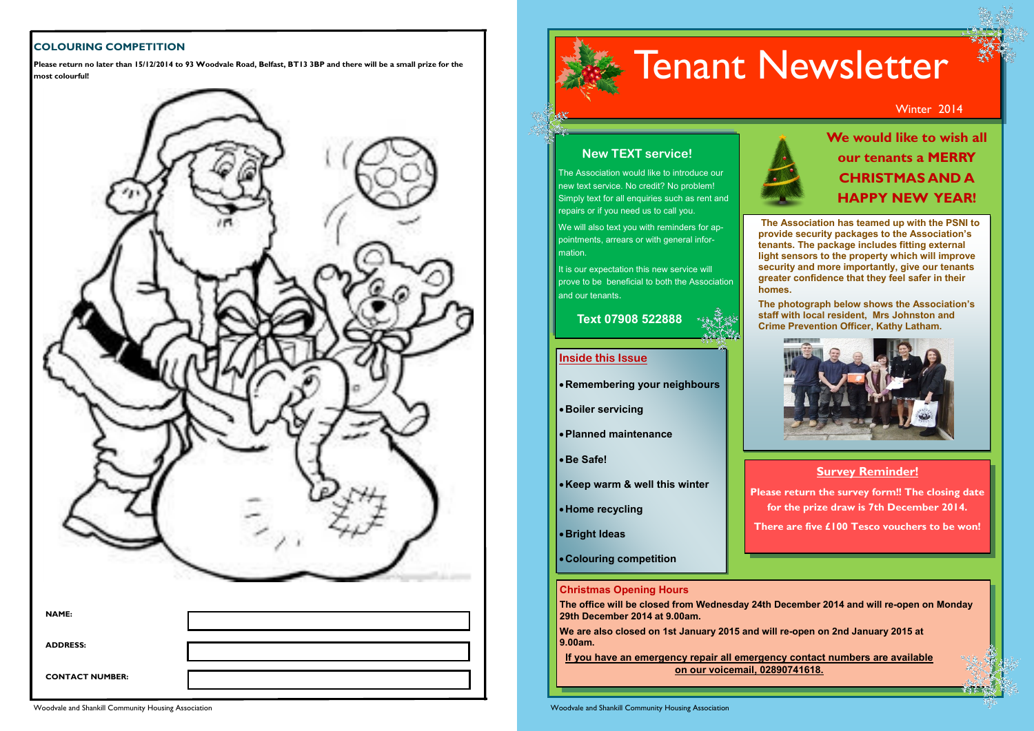## COLOURING COMPETITION

**Please return no later than 15/12/2014 to 93 Woodvale Road, Belfast, BT13 3BP and there will be a small prize for the most colourful!**

**NAME:**

**ADDRESS:**

**CONTACT NUMBER:**

# Tenant Newsletter

Winter 2014

## We would like to wish all our tenants a MERRY CHRISTMAS AND A HAPPY NEW YEAR!

### New TEXT service!

The Association would like to introduce our new text service. No credit? No problem! Simply text for all enquiries such as rent and repairs or if you need us to call you.

We will also text you with reminders for appointments, arrears or with general information.

It is our expectation this new service will prove to be beneficial to both the Association and our tenants.

**Text 07908 522888**

**The Association has teamed up with the PSNI to provide security packages to the Association's tenants. The package includes fitting external light sensors to the property which will improve security and more importantly, give our tenants greater confidence that they feel safer in their homes.**

**The photograph below shows the Association's staff with local resident, Mrs Johnston and Crime Prevention Officer, Kathy Latham.**

### Inside this Issue

- **Remembering your neighbours**
- **Boiler servicing**
- **Planned maintenance**
- **Be Safe!**
- **Keep warm & well this winter**
- **Home recycling**
- **Bright Ideas**
- **Colouring competition**

### Survey Reminder!

**Please return the survey form!! The closing date for the prize draw is 7th December 2014.**

**There are five £100 Tesco vouchers to be won!**

### Christmas Opening Hours

**The office will be closed from Wednesday 24th December 2014 and will re-open on Monday 29th December 2014 at 9.00am.**

**We are also closed on 1st January 2015 and will re-open on 2nd January 2015 at 9.00am.**

**If you have an emergency repair all emergency contact numbers are available on our voicemail, 02890741618.**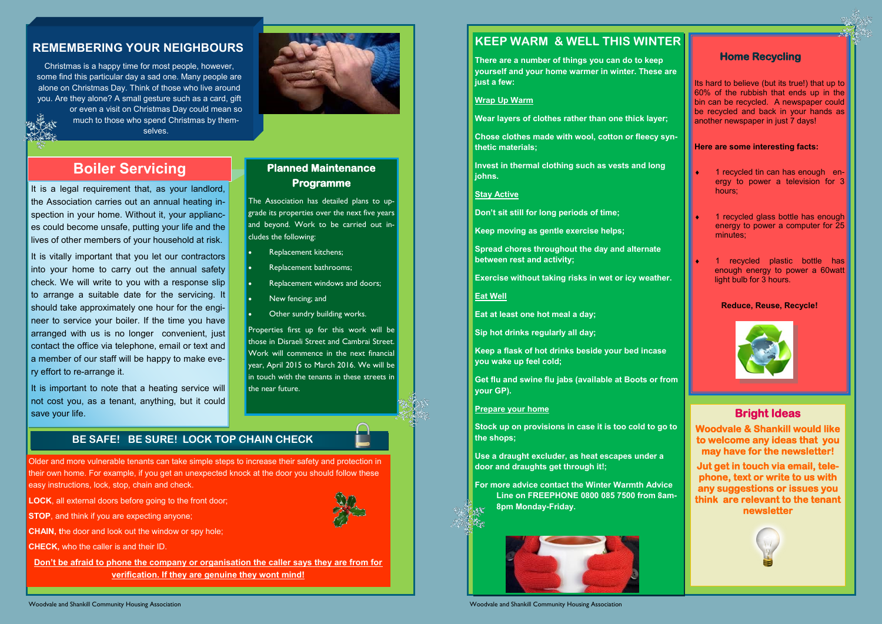## REMEMBERING YOUR NEIGHBOURS

Christmas is a happy time for most people, however, some find this particular day a sad one. Many people are alone on Christmas Day. Think of those who live around you. Are they alone? A small gesture such as a card, gift or even a visit on Christmas Day could mean so much to those who spend Christmas by themselves.

## Boiler Servicing

It is a legal requirement that, as your landlord, the Association carries out an annual heating inspection in your home. Without it, your appliances could become unsafe, putting your life and the lives of other members of your household at risk.

It is vitally important that you let our contractors into your home to carry out the annual safety check. We will write to you with a response slip to arrange a suitable date for the servicing. It should take approximately one hour for the engineer to service your boiler. If the time you have arranged with us is no longer convenient, just contact the office via telephone, email or text and a member of our staff will be happy to make every effort to re-arrange it.

It is important to note that a heating service will not cost you, as a tenant, anything, but it could save your life.

## Planned Maintenance Programme

The Association has detailed plans to upgrade its properties over the next five years and beyond. Work to be carried out includes the following:

- Replacement kitchens;
- Replacement bathrooms;
- Replacement windows and doors;
- New fencing; and
- Other sundry building works.

Properties first up for this work will be those in Disraeli Street and Cambrai Street. Work will commence in the next financial year, April 2015 to March 2016. We will be in touch with the tenants in these streets in the near future.

## BE SAFE! BE SURE! LOCK TOP CHAIN CHECK

Older and more vulnerable tenants can take simple steps to increase their safety and protection in their own home. For example, if you get an unexpected knock at the door you should follow these easy instructions, lock, stop, chain and check.

**LOCK**, all external doors before going to the front door;

**STOP**, and think if you are expecting anyone;

**CHAIN, t**he door and look out the window or spy hole;

**CHECK,** who the caller is and their ID.

**Don't be afraid to phone the company or organisation the caller says they are from for verification. If they are genuine they wont mind!**

## KEEP WARM & WELL THIS WINTER

**There are a number of things you can do to keep yourself and your home warmer in winter. These are just a few:**

**Wrap Up Warm**

**Wear layers of clothes rather than one thick layer;**

**Chose clothes made with wool, cotton or fleecy synthetic materials;**

**Invest in thermal clothing such as vests and long johns.**

**Stay Active**

**Don't sit still for long periods of time;**

**Keep moving as gentle exercise helps;**

**Spread chores throughout the day and alternate between rest and activity;**

**Exercise without taking risks in wet or icy weather.**

**Eat Well**

**Eat at least one hot meal a day;**

**Sip hot drinks regularly all day;**

**Keep a flask of hot drinks beside your bed incase you wake up feel cold;**

**Get flu and swine flu jabs (available at Boots or from your GP).**

**Prepare your home**

**Stock up on provisions in case it is too cold to go to the shops;**

**Use a draught excluder, as heat escapes under a door and draughts get through it!;**

**For more advice contact the Winter Warmth Advice Line on FREEPHONE 0800 085 7500 from 8am-8pm Monday-Friday.**

## Home Recycling

Its hard to believe (but its true!) that up to 60% of the rubbish that ends up in the bin can be recycled. A newspaper could be recycled and back in your hands as another newspaper in just 7 days!

**Here are some interesting facts:**

- 1 recycled tin can has enough energy to power a television for 3 hours;
- 1 recycled glass bottle has enough energy to power a computer for 25 minutes;
- 1 recycled plastic bottle has enough energy to power a 60watt light bulb for 3 hours.

**Reduce, Reuse, Recycle!**

## Bright Ideas

**Woodvale & Shankill would like to welcome any ideas that you may have for the newsletter!**

**Jut get in touch via email, telephone, text or write to us with any suggestions or issues you think are relevant to the tenant newsletter**